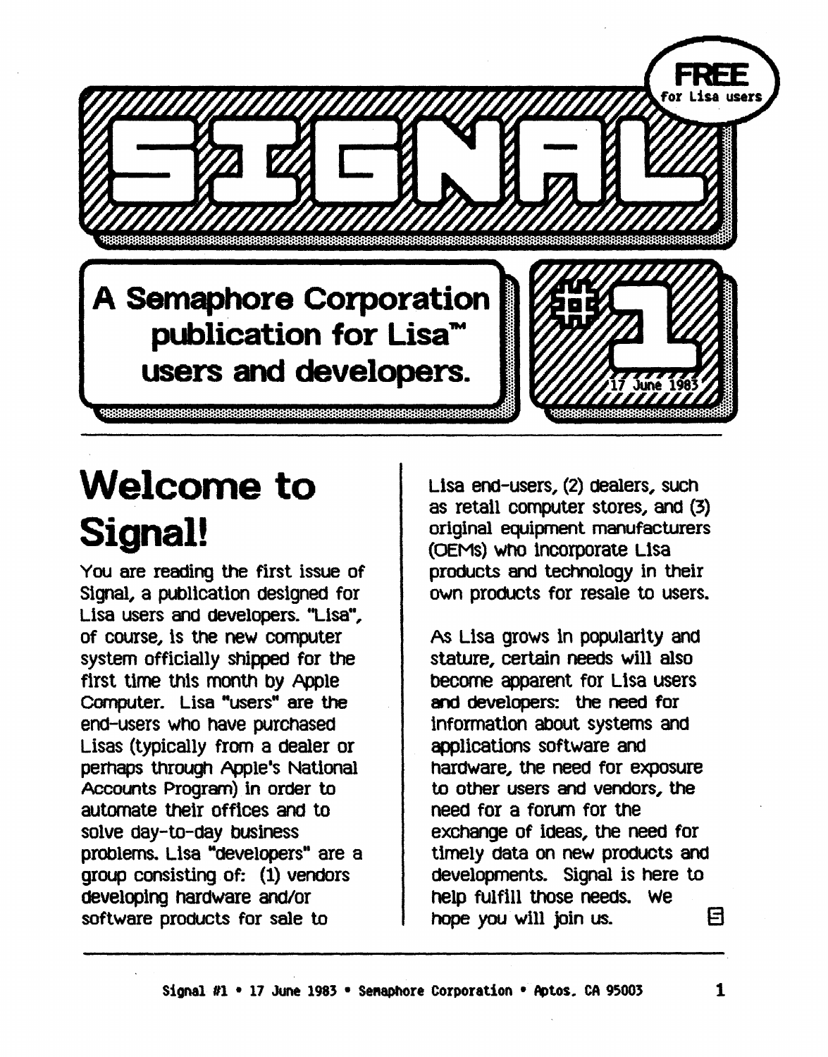FREE
for Lisa users

# SIGNAL

**A Semaphore Corporation publication for Lisa™ users and developers.**

#1
17 June 1983

## Welcome to Signal!

You are reading the first issue of Signal, a publication designed for Lisa users and developers. "Lisa", of course, is the new computer system officially shipped for the first time this month by Apple Computer. Lisa "users" are the end-users who have purchased Lisas (typically from a dealer or perhaps through Apple's National Accounts Program) in order to automate their offices and to solve day-to-day business problems. Lisa "developers" are a group consisting of: (1) vendors developing hardware and/or software products for sale to Lisa end-users, (2) dealers, such as retail computer stores, and (3) original equipment manufacturers (OEMs) who incorporate Lisa products and technology in their own products for resale to users.

As Lisa grows in popularity and stature, certain needs will also become apparent for Lisa users and developers: the need for information about systems and applications software and hardware, the need for exposure to other users and vendors, the need for a forum for the exchange of ideas, the need for timely data on new products and developments. Signal is here to help fulfill those needs. We hope you will join us.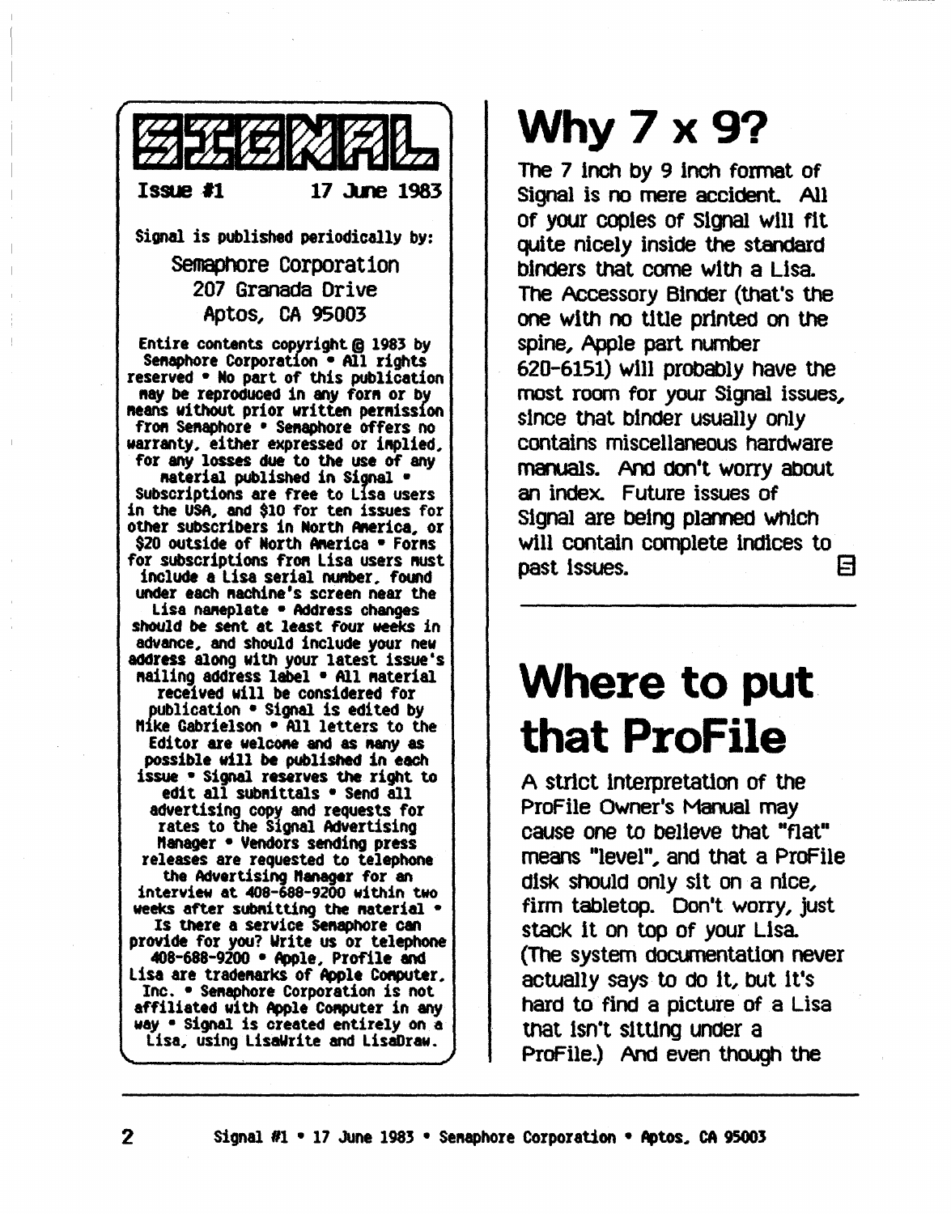# SIGNAL

**Issue #1** **17 June 1983**

**Signal is published periodically by:**

Semaphore Corporation
207 Granada Drive
Aptos, CA 95003

**Entire contents copyright © 1983 by Semaphore Corporation • All rights reserved • No part of this publication may be reproduced in any form or by means without prior written permission from Semaphore • Semaphore offers no warranty, either expressed or implied, for any losses due to the use of any material published in Signal • Subscriptions are free to Lisa users in the USA, and $10 for ten issues for other subscribers in North America, or $20 outside of North America • Forms for subscriptions from Lisa users must include a Lisa serial number, found under each machine's screen near the Lisa nameplate • Address changes should be sent at least four weeks in advance, and should include your new address along with your latest issue's mailing address label • All material received will be considered for publication • Signal is edited by Mike Gabrielson • All letters to the Editor are welcome and as many as possible will be published in each issue • Signal reserves the right to edit all submittals • Send all advertising copy and requests for rates to the Signal Advertising Manager • Vendors sending press releases are requested to telephone the Advertising Manager for an interview at 408-688-9200 within two weeks after submitting the material • Is there a service Semaphore can provide for you? Write us or telephone 408-688-9200 • Apple, ProFile and Lisa are trademarks of Apple Computer, Inc. • Semaphore Corporation is not affiliated with Apple Computer in any way • Signal is created entirely on a Lisa, using LisaWrite and LisaDraw.**

# Why 7 x 9?

The 7 inch by 9 inch format of Signal is no mere accident. All of your copies of Signal will fit quite nicely inside the standard binders that come with a Lisa. The Accessory Binder (that's the one with no title printed on the spine, Apple part number 620-6151) will probably have the most room for your Signal issues, since that binder usually only contains miscellaneous hardware manuals. And don't worry about an index. Future issues of Signal are being planned which will contain complete indices to past issues.

# Where to put that ProFile

A strict interpretation of the ProFile Owner's Manual may cause one to believe that "flat" means "level", and that a ProFile disk should only sit on a nice, firm tabletop. Don't worry, just stack it on top of your Lisa. (The system documentation never actually says to do it, but it's hard to find a picture of a Lisa that isn't sitting under a ProFile.) And even though the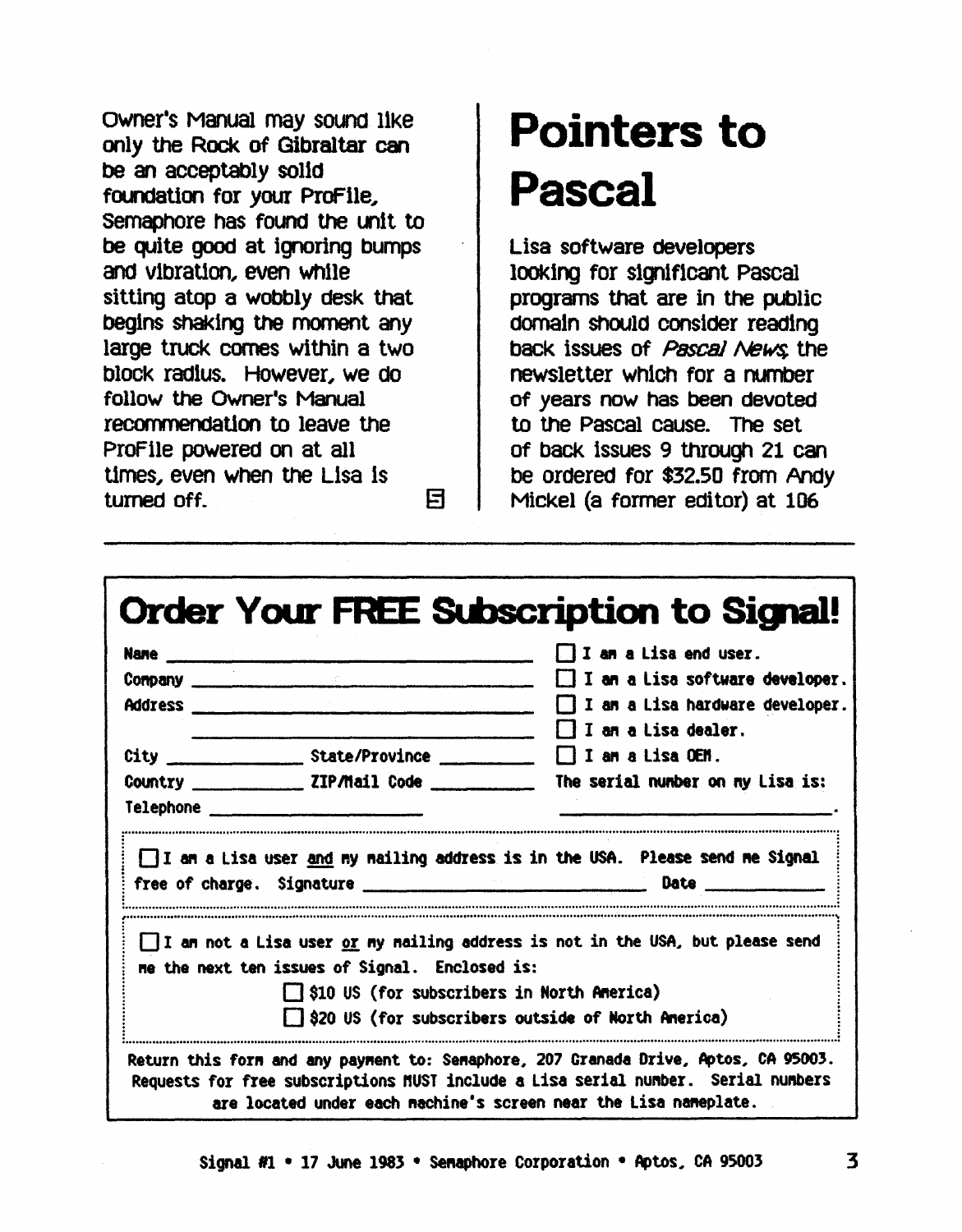Owner's Manual may sound like only the Rock of Gibraltar can be an acceptably solid foundation for your ProFile, Semaphore has found the unit to be quite good at ignoring bumps and vibration, even while sitting atop a wobbly desk that begins shaking the moment any large truck comes within a two block radius. However, we do follow the Owner's Manual recommendation to leave the ProFile powered on at all times, even when the Lisa is turned off.

# Pointers to Pascal

Lisa software developers looking for significant Pascal programs that are in the public domain should consider reading back issues of *Pascal News*, the newsletter which for a number of years now has been devoted to the Pascal cause. The set of back issues 9 through 21 can be ordered for $32.50 from Andy Mickel (a former editor) at 106

---

## Order Your FREE Subscription to Signal!

Name ______________________________

Company ______________________________

Address ______________________________

______________________________

City ____________ State/Province ____________

Country ____________ ZIP/Mail Code ____________

Telephone ____________________

☐ I am a Lisa end user.
☐ I am a Lisa software developer.
☐ I am a Lisa hardware developer.
☐ I am a Lisa dealer.
☐ I am a Lisa OEM.

The serial number on my Lisa is: ____________________.

☐ I am a Lisa user <u>and</u> my mailing address is in the USA. Please send me Signal free of charge. Signature ______________________ Date ____________

☐ I am not a Lisa user <u>or</u> my mailing address is not in the USA, but please send me the next ten issues of Signal. Enclosed is:

☐ $10 US (for subscribers in North America)
☐ $20 US (for subscribers outside of North America)

Return this form and any payment to: Semaphore, 207 Granada Drive, Aptos, CA 95003. Requests for free subscriptions MUST include a Lisa serial number. Serial numbers are located under each machine's screen near the Lisa nameplate.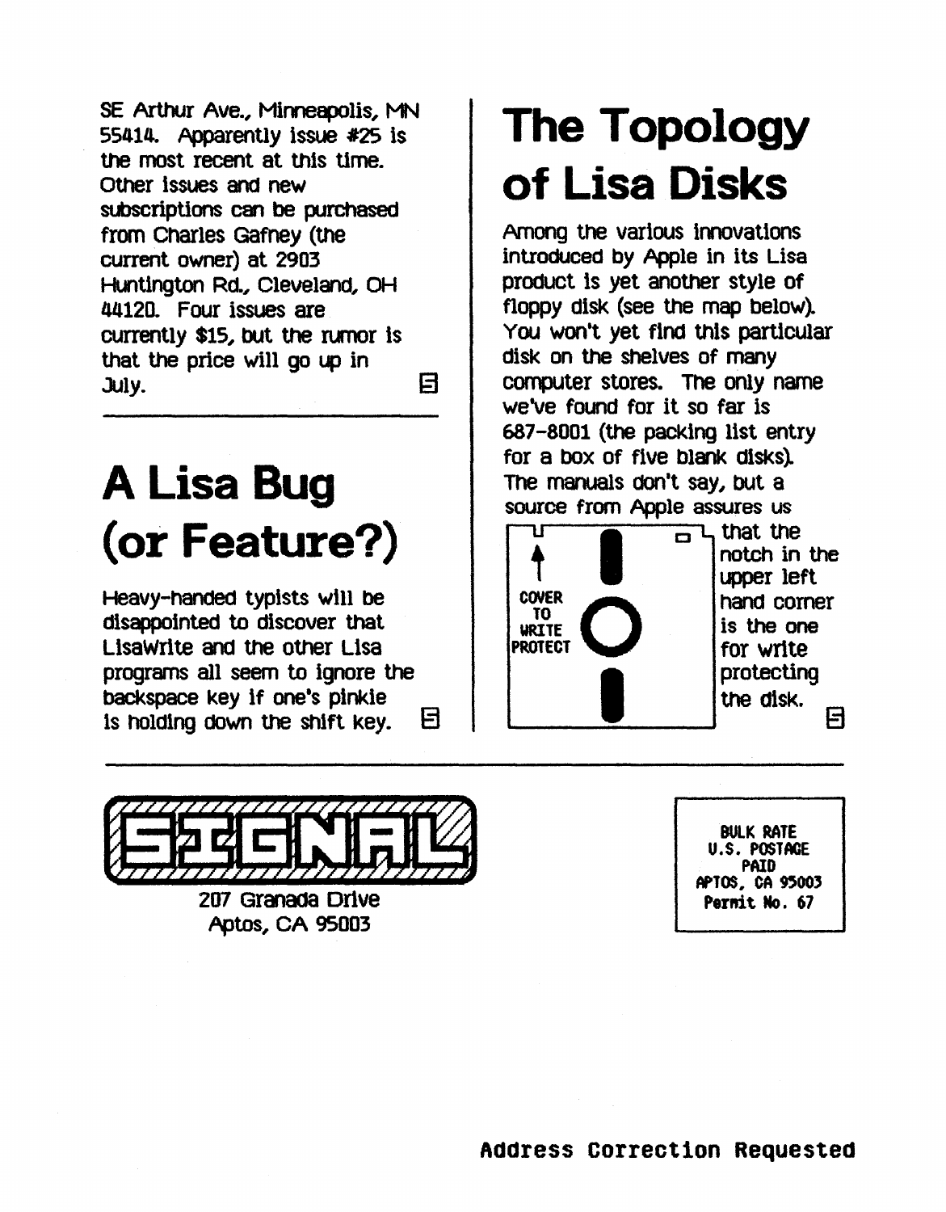SE Arthur Ave., Minneapolis, MN 55414. Apparently issue #25 is the most recent at this time. Other issues and new subscriptions can be purchased from Charles Gafney (the current owner) at 2903 Huntington Rd., Cleveland, OH 44120. Four issues are currently $15, but the rumor is that the price will go up in July.

# A Lisa Bug (or Feature?)

Heavy-handed typists will be disappointed to discover that LisaWrite and the other Lisa programs all seem to ignore the backspace key if one's pinkie is holding down the shift key.

# The Topology of Lisa Disks

Among the various innovations introduced by Apple in its Lisa product is yet another style of floppy disk (see the map below). You won't yet find this particular disk on the shelves of many computer stores. The only name we've found for it so far is 687-8001 (the packing list entry for a box of five blank disks). The manuals don't say, but a source from Apple assures us that the notch in the upper left hand corner is the one for write protecting the disk.

COVER TO WRITE PROTECT

SIGNAL

207 Granada Drive
Aptos, CA 95003

BULK RATE
U.S. POSTAGE
PAID
APTOS, CA 95003
Permit No. 67

Address Correction Requested